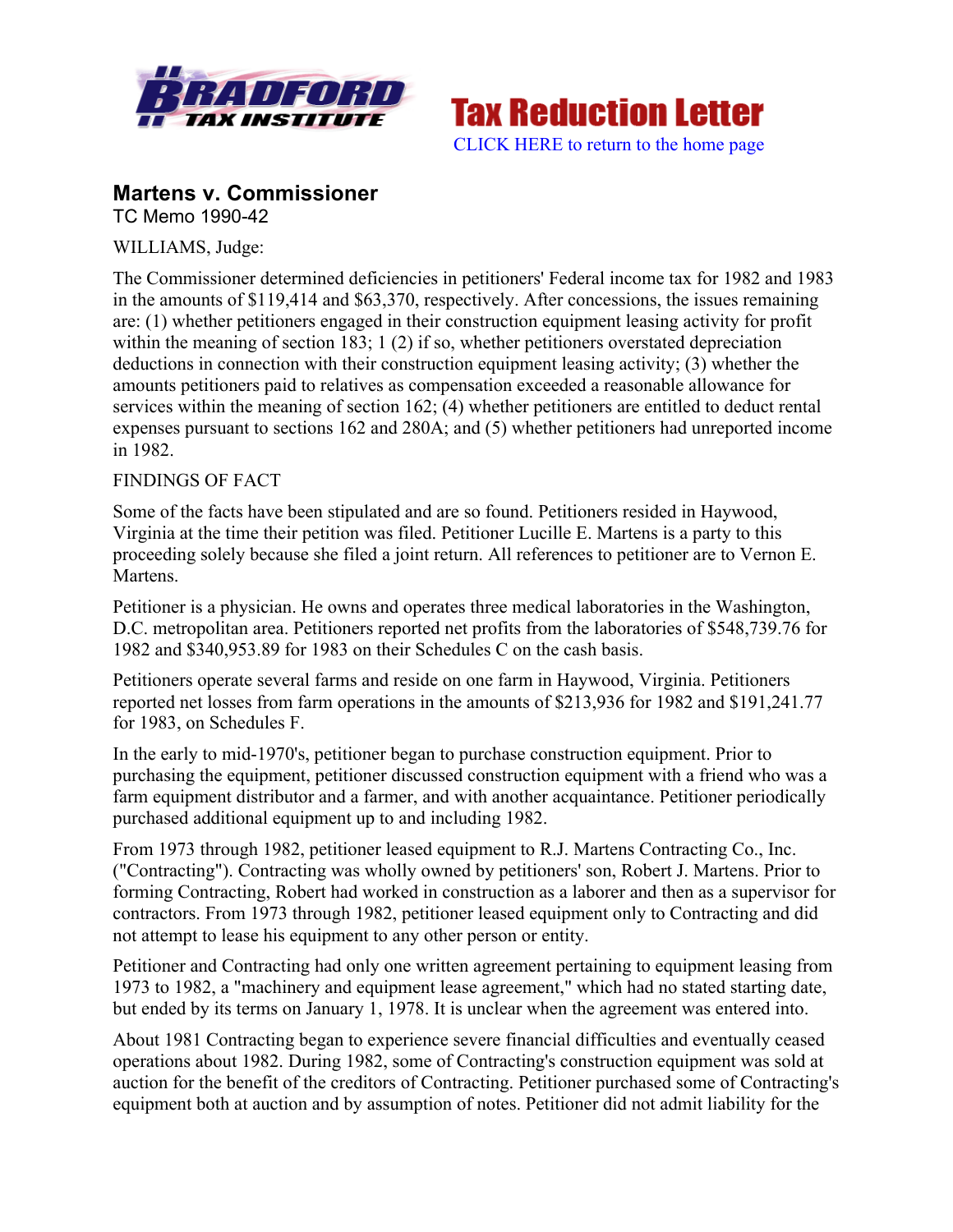**Tax Reduction Letter**

CLICK HERE to return to the home page

## Martens v. Commissioner

TC Memo 1990-42

WILLIAMS, Judge:

The Commissioner determined deficiencies in petitioners' Federal income tax for 1982 and 1983 in the amounts of $119,414 and $63,370, respectively. After concessions, the issues remaining are: (1) whether petitioners engaged in their construction equipment leasing activity for profit within the meaning of section 183; 1 (2) if so, whether petitioners overstated depreciation deductions in connection with their construction equipment leasing activity; (3) whether the amounts petitioners paid to relatives as compensation exceeded a reasonable allowance for services within the meaning of section 162; (4) whether petitioners are entitled to deduct rental expenses pursuant to sections 162 and 280A; and (5) whether petitioners had unreported income in 1982.

FINDINGS OF FACT

Some of the facts have been stipulated and are so found. Petitioners resided in Haywood, Virginia at the time their petition was filed. Petitioner Lucille E. Martens is a party to this proceeding solely because she filed a joint return. All references to petitioner are to Vernon E. Martens.

Petitioner is a physician. He owns and operates three medical laboratories in the Washington, D.C. metropolitan area. Petitioners reported net profits from the laboratories of $548,739.76 for 1982 and $340,953.89 for 1983 on their Schedules C on the cash basis.

Petitioners operate several farms and reside on one farm in Haywood, Virginia. Petitioners reported net losses from farm operations in the amounts of $213,936 for 1982 and $191,241.77 for 1983, on Schedules F.

In the early to mid-1970's, petitioner began to purchase construction equipment. Prior to purchasing the equipment, petitioner discussed construction equipment with a friend who was a farm equipment distributor and a farmer, and with another acquaintance. Petitioner periodically purchased additional equipment up to and including 1982.

From 1973 through 1982, petitioner leased equipment to R.J. Martens Contracting Co., Inc. ("Contracting"). Contracting was wholly owned by petitioners' son, Robert J. Martens. Prior to forming Contracting, Robert had worked in construction as a laborer and then as a supervisor for contractors. From 1973 through 1982, petitioner leased equipment only to Contracting and did not attempt to lease his equipment to any other person or entity.

Petitioner and Contracting had only one written agreement pertaining to equipment leasing from 1973 to 1982, a "machinery and equipment lease agreement," which had no stated starting date, but ended by its terms on January 1, 1978. It is unclear when the agreement was entered into.

About 1981 Contracting began to experience severe financial difficulties and eventually ceased operations about 1982. During 1982, some of Contracting's construction equipment was sold at auction for the benefit of the creditors of Contracting. Petitioner purchased some of Contracting's equipment both at auction and by assumption of notes. Petitioner did not admit liability for the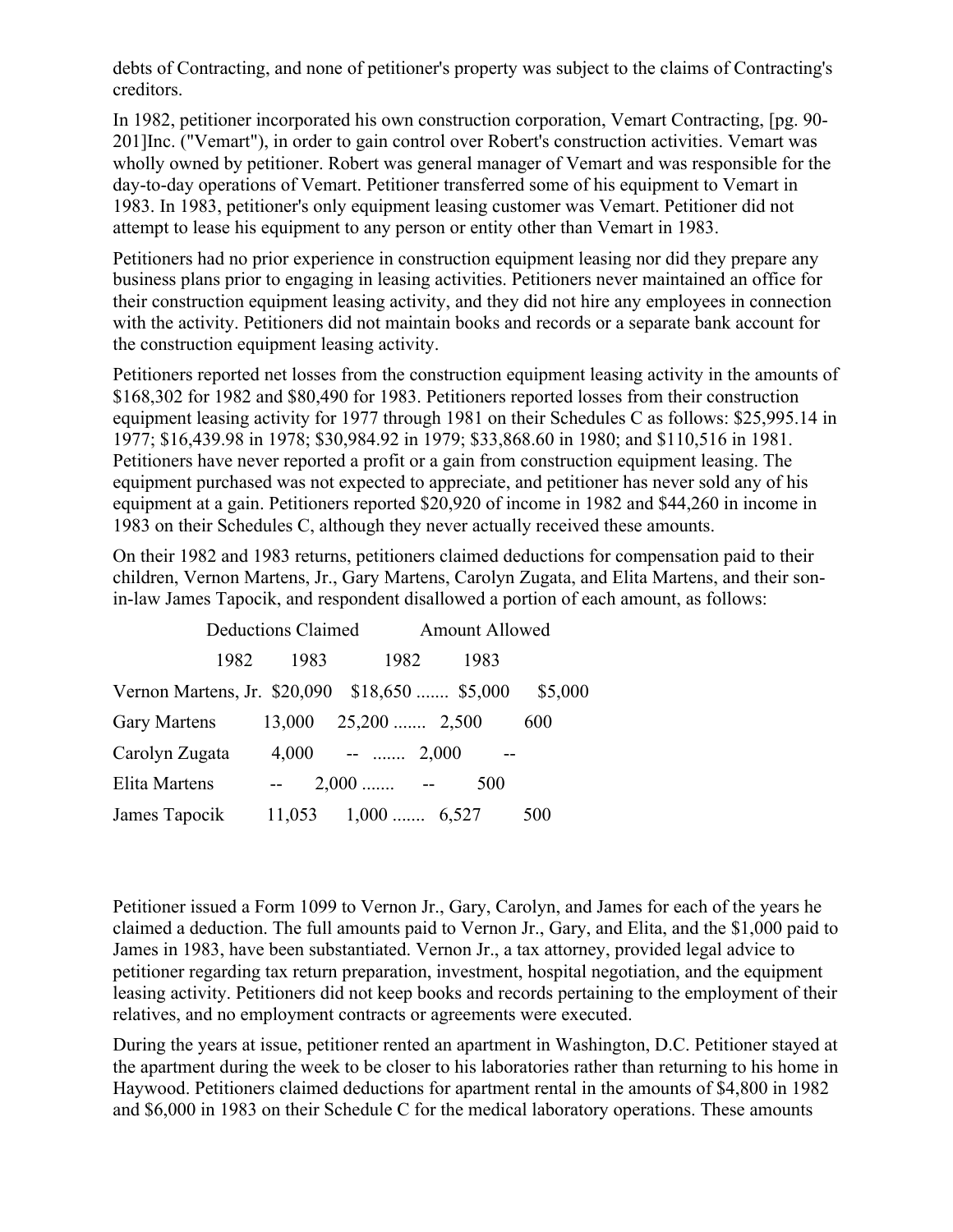debts of Contracting, and none of petitioner's property was subject to the claims of Contracting's creditors.

In 1982, petitioner incorporated his own construction corporation, Vemart Contracting, [pg. 90-201]Inc. ("Vemart"), in order to gain control over Robert's construction activities. Vemart was wholly owned by petitioner. Robert was general manager of Vemart and was responsible for the day-to-day operations of Vemart. Petitioner transferred some of his equipment to Vemart in 1983. In 1983, petitioner's only equipment leasing customer was Vemart. Petitioner did not attempt to lease his equipment to any person or entity other than Vemart in 1983.

Petitioners had no prior experience in construction equipment leasing nor did they prepare any business plans prior to engaging in leasing activities. Petitioners never maintained an office for their construction equipment leasing activity, and they did not hire any employees in connection with the activity. Petitioners did not maintain books and records or a separate bank account for the construction equipment leasing activity.

Petitioners reported net losses from the construction equipment leasing activity in the amounts of $168,302 for 1982 and $80,490 for 1983. Petitioners reported losses from their construction equipment leasing activity for 1977 through 1981 on their Schedules C as follows: $25,995.14 in 1977; $16,439.98 in 1978; $30,984.92 in 1979; $33,868.60 in 1980; and $110,516 in 1981. Petitioners have never reported a profit or a gain from construction equipment leasing. The equipment purchased was not expected to appreciate, and petitioner has never sold any of his equipment at a gain. Petitioners reported $20,920 of income in 1982 and $44,260 in income in 1983 on their Schedules C, although they never actually received these amounts.

On their 1982 and 1983 returns, petitioners claimed deductions for compensation paid to their children, Vernon Martens, Jr., Gary Martens, Carolyn Zugata, and Elita Martens, and their son-in-law James Tapocik, and respondent disallowed a portion of each amount, as follows:

| | Deductions Claimed | | Amount Allowed | |
|---|---|---|---|---|
| | 1982 | 1983 | 1982 | 1983 |
| Vernon Martens, Jr. | $20,090 | $18,650 | $5,000 | $5,000 |
| Gary Martens | 13,000 | 25,200 | 2,500 | 600 |
| Carolyn Zugata | 4,000 | -- | 2,000 | -- |
| Elita Martens | -- | 2,000 | -- | 500 |
| James Tapocik | 11,053 | 1,000 | 6,527 | 500 |

Petitioner issued a Form 1099 to Vernon Jr., Gary, Carolyn, and James for each of the years he claimed a deduction. The full amounts paid to Vernon Jr., Gary, and Elita, and the $1,000 paid to James in 1983, have been substantiated. Vernon Jr., a tax attorney, provided legal advice to petitioner regarding tax return preparation, investment, hospital negotiation, and the equipment leasing activity. Petitioners did not keep books and records pertaining to the employment of their relatives, and no employment contracts or agreements were executed.

During the years at issue, petitioner rented an apartment in Washington, D.C. Petitioner stayed at the apartment during the week to be closer to his laboratories rather than returning to his home in Haywood. Petitioners claimed deductions for apartment rental in the amounts of $4,800 in 1982 and $6,000 in 1983 on their Schedule C for the medical laboratory operations. These amounts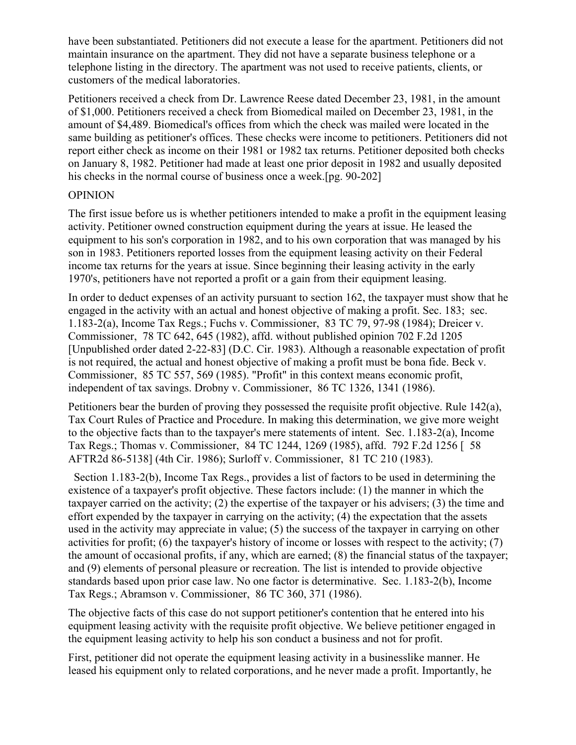have been substantiated. Petitioners did not execute a lease for the apartment. Petitioners did not maintain insurance on the apartment. They did not have a separate business telephone or a telephone listing in the directory. The apartment was not used to receive patients, clients, or customers of the medical laboratories.

Petitioners received a check from Dr. Lawrence Reese dated December 23, 1981, in the amount of $1,000. Petitioners received a check from Biomedical mailed on December 23, 1981, in the amount of $4,489. Biomedical's offices from which the check was mailed were located in the same building as petitioner's offices. These checks were income to petitioners. Petitioners did not report either check as income on their 1981 or 1982 tax returns. Petitioner deposited both checks on January 8, 1982. Petitioner had made at least one prior deposit in 1982 and usually deposited his checks in the normal course of business once a week.[pg. 90-202]

OPINION

The first issue before us is whether petitioners intended to make a profit in the equipment leasing activity. Petitioner owned construction equipment during the years at issue. He leased the equipment to his son's corporation in 1982, and to his own corporation that was managed by his son in 1983. Petitioners reported losses from the equipment leasing activity on their Federal income tax returns for the years at issue. Since beginning their leasing activity in the early 1970's, petitioners have not reported a profit or a gain from their equipment leasing.

In order to deduct expenses of an activity pursuant to section 162, the taxpayer must show that he engaged in the activity with an actual and honest objective of making a profit. Sec. 183; sec. 1.183-2(a), Income Tax Regs.; Fuchs v. Commissioner, 83 TC 79, 97-98 (1984); Dreicer v. Commissioner, 78 TC 642, 645 (1982), affd. without published opinion 702 F.2d 1205 [Unpublished order dated 2-22-83] (D.C. Cir. 1983). Although a reasonable expectation of profit is not required, the actual and honest objective of making a profit must be bona fide. Beck v. Commissioner, 85 TC 557, 569 (1985). "Profit" in this context means economic profit, independent of tax savings. Drobny v. Commissioner, 86 TC 1326, 1341 (1986).

Petitioners bear the burden of proving they possessed the requisite profit objective. Rule 142(a), Tax Court Rules of Practice and Procedure. In making this determination, we give more weight to the objective facts than to the taxpayer's mere statements of intent. Sec. 1.183-2(a), Income Tax Regs.; Thomas v. Commissioner, 84 TC 1244, 1269 (1985), affd. 792 F.2d 1256 [ 58 AFTR2d 86-5138] (4th Cir. 1986); Surloff v. Commissioner, 81 TC 210 (1983).

Section 1.183-2(b), Income Tax Regs., provides a list of factors to be used in determining the existence of a taxpayer's profit objective. These factors include: (1) the manner in which the taxpayer carried on the activity; (2) the expertise of the taxpayer or his advisers; (3) the time and effort expended by the taxpayer in carrying on the activity; (4) the expectation that the assets used in the activity may appreciate in value; (5) the success of the taxpayer in carrying on other activities for profit; (6) the taxpayer's history of income or losses with respect to the activity; (7) the amount of occasional profits, if any, which are earned; (8) the financial status of the taxpayer; and (9) elements of personal pleasure or recreation. The list is intended to provide objective standards based upon prior case law. No one factor is determinative. Sec. 1.183-2(b), Income Tax Regs.; Abramson v. Commissioner, 86 TC 360, 371 (1986).

The objective facts of this case do not support petitioner's contention that he entered into his equipment leasing activity with the requisite profit objective. We believe petitioner engaged in the equipment leasing activity to help his son conduct a business and not for profit.

First, petitioner did not operate the equipment leasing activity in a businesslike manner. He leased his equipment only to related corporations, and he never made a profit. Importantly, he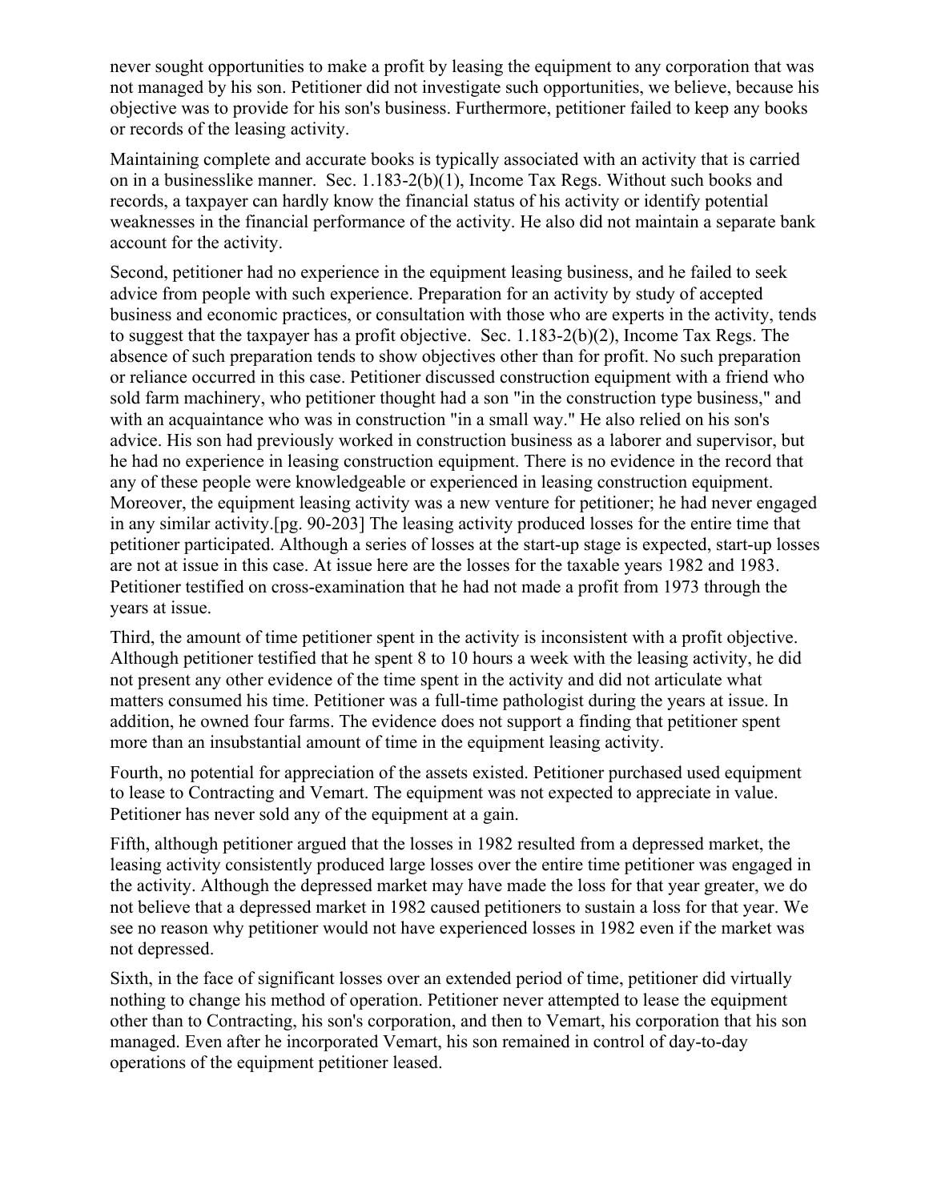never sought opportunities to make a profit by leasing the equipment to any corporation that was not managed by his son. Petitioner did not investigate such opportunities, we believe, because his objective was to provide for his son's business. Furthermore, petitioner failed to keep any books or records of the leasing activity.

Maintaining complete and accurate books is typically associated with an activity that is carried on in a businesslike manner. Sec. 1.183-2(b)(1), Income Tax Regs. Without such books and records, a taxpayer can hardly know the financial status of his activity or identify potential weaknesses in the financial performance of the activity. He also did not maintain a separate bank account for the activity.

Second, petitioner had no experience in the equipment leasing business, and he failed to seek advice from people with such experience. Preparation for an activity by study of accepted business and economic practices, or consultation with those who are experts in the activity, tends to suggest that the taxpayer has a profit objective. Sec. 1.183-2(b)(2), Income Tax Regs. The absence of such preparation tends to show objectives other than for profit. No such preparation or reliance occurred in this case. Petitioner discussed construction equipment with a friend who sold farm machinery, who petitioner thought had a son "in the construction type business," and with an acquaintance who was in construction "in a small way." He also relied on his son's advice. His son had previously worked in construction business as a laborer and supervisor, but he had no experience in leasing construction equipment. There is no evidence in the record that any of these people were knowledgeable or experienced in leasing construction equipment. Moreover, the equipment leasing activity was a new venture for petitioner; he had never engaged in any similar activity.[pg. 90-203] The leasing activity produced losses for the entire time that petitioner participated. Although a series of losses at the start-up stage is expected, start-up losses are not at issue in this case. At issue here are the losses for the taxable years 1982 and 1983. Petitioner testified on cross-examination that he had not made a profit from 1973 through the years at issue.

Third, the amount of time petitioner spent in the activity is inconsistent with a profit objective. Although petitioner testified that he spent 8 to 10 hours a week with the leasing activity, he did not present any other evidence of the time spent in the activity and did not articulate what matters consumed his time. Petitioner was a full-time pathologist during the years at issue. In addition, he owned four farms. The evidence does not support a finding that petitioner spent more than an insubstantial amount of time in the equipment leasing activity.

Fourth, no potential for appreciation of the assets existed. Petitioner purchased used equipment to lease to Contracting and Vemart. The equipment was not expected to appreciate in value. Petitioner has never sold any of the equipment at a gain.

Fifth, although petitioner argued that the losses in 1982 resulted from a depressed market, the leasing activity consistently produced large losses over the entire time petitioner was engaged in the activity. Although the depressed market may have made the loss for that year greater, we do not believe that a depressed market in 1982 caused petitioners to sustain a loss for that year. We see no reason why petitioner would not have experienced losses in 1982 even if the market was not depressed.

Sixth, in the face of significant losses over an extended period of time, petitioner did virtually nothing to change his method of operation. Petitioner never attempted to lease the equipment other than to Contracting, his son's corporation, and then to Vemart, his corporation that his son managed. Even after he incorporated Vemart, his son remained in control of day-to-day operations of the equipment petitioner leased.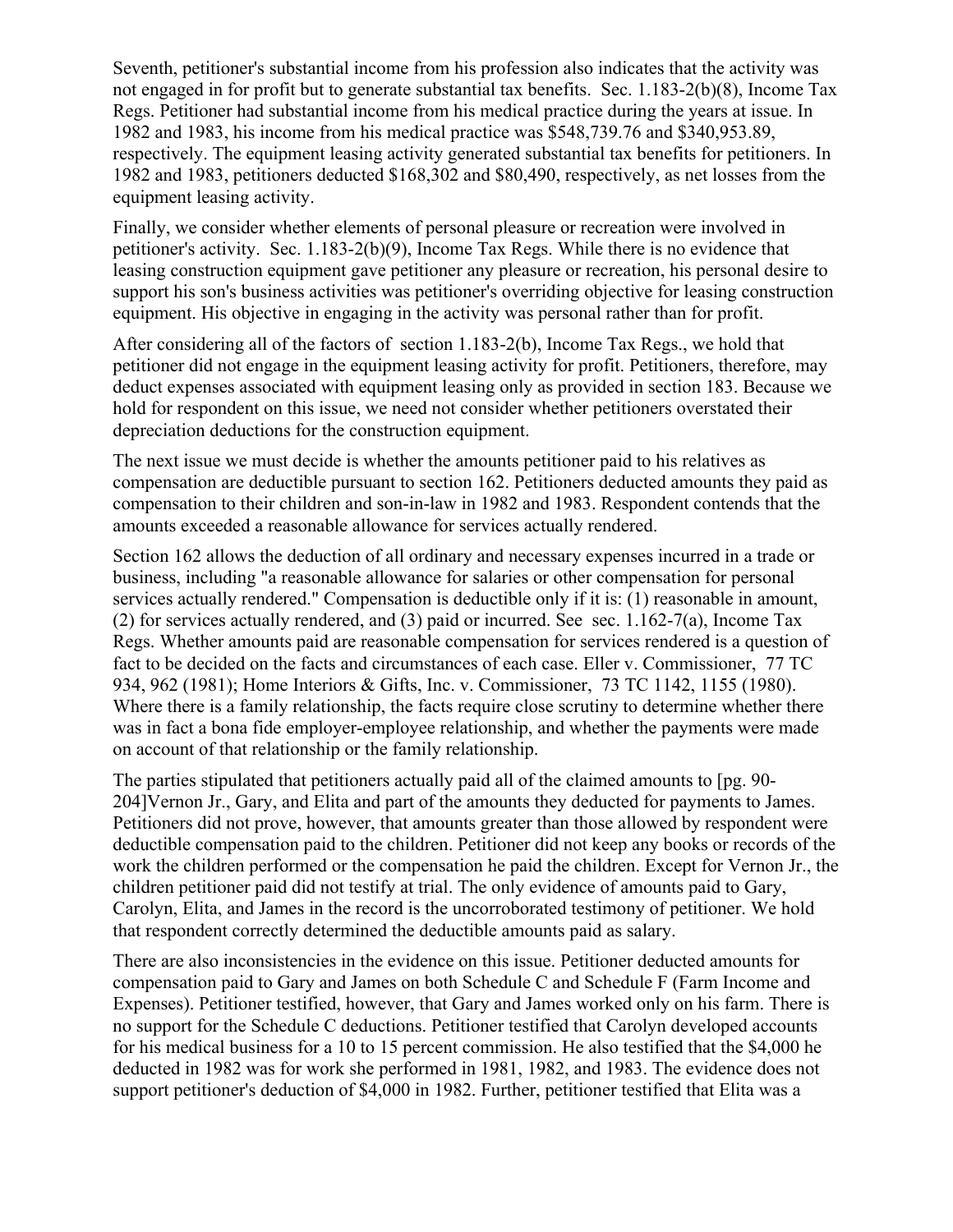Seventh, petitioner's substantial income from his profession also indicates that the activity was not engaged in for profit but to generate substantial tax benefits. Sec. 1.183-2(b)(8), Income Tax Regs. Petitioner had substantial income from his medical practice during the years at issue. In 1982 and 1983, his income from his medical practice was $548,739.76 and $340,953.89, respectively. The equipment leasing activity generated substantial tax benefits for petitioners. In 1982 and 1983, petitioners deducted $168,302 and $80,490, respectively, as net losses from the equipment leasing activity.

Finally, we consider whether elements of personal pleasure or recreation were involved in petitioner's activity. Sec. 1.183-2(b)(9), Income Tax Regs. While there is no evidence that leasing construction equipment gave petitioner any pleasure or recreation, his personal desire to support his son's business activities was petitioner's overriding objective for leasing construction equipment. His objective in engaging in the activity was personal rather than for profit.

After considering all of the factors of section 1.183-2(b), Income Tax Regs., we hold that petitioner did not engage in the equipment leasing activity for profit. Petitioners, therefore, may deduct expenses associated with equipment leasing only as provided in section 183. Because we hold for respondent on this issue, we need not consider whether petitioners overstated their depreciation deductions for the construction equipment.

The next issue we must decide is whether the amounts petitioner paid to his relatives as compensation are deductible pursuant to section 162. Petitioners deducted amounts they paid as compensation to their children and son-in-law in 1982 and 1983. Respondent contends that the amounts exceeded a reasonable allowance for services actually rendered.

Section 162 allows the deduction of all ordinary and necessary expenses incurred in a trade or business, including "a reasonable allowance for salaries or other compensation for personal services actually rendered." Compensation is deductible only if it is: (1) reasonable in amount, (2) for services actually rendered, and (3) paid or incurred. See sec. 1.162-7(a), Income Tax Regs. Whether amounts paid are reasonable compensation for services rendered is a question of fact to be decided on the facts and circumstances of each case. Eller v. Commissioner, 77 TC 934, 962 (1981); Home Interiors & Gifts, Inc. v. Commissioner, 73 TC 1142, 1155 (1980). Where there is a family relationship, the facts require close scrutiny to determine whether there was in fact a bona fide employer-employee relationship, and whether the payments were made on account of that relationship or the family relationship.

The parties stipulated that petitioners actually paid all of the claimed amounts to [pg. 90-204]Vernon Jr., Gary, and Elita and part of the amounts they deducted for payments to James. Petitioners did not prove, however, that amounts greater than those allowed by respondent were deductible compensation paid to the children. Petitioner did not keep any books or records of the work the children performed or the compensation he paid the children. Except for Vernon Jr., the children petitioner paid did not testify at trial. The only evidence of amounts paid to Gary, Carolyn, Elita, and James in the record is the uncorroborated testimony of petitioner. We hold that respondent correctly determined the deductible amounts paid as salary.

There are also inconsistencies in the evidence on this issue. Petitioner deducted amounts for compensation paid to Gary and James on both Schedule C and Schedule F (Farm Income and Expenses). Petitioner testified, however, that Gary and James worked only on his farm. There is no support for the Schedule C deductions. Petitioner testified that Carolyn developed accounts for his medical business for a 10 to 15 percent commission. He also testified that the $4,000 he deducted in 1982 was for work she performed in 1981, 1982, and 1983. The evidence does not support petitioner's deduction of $4,000 in 1982. Further, petitioner testified that Elita was a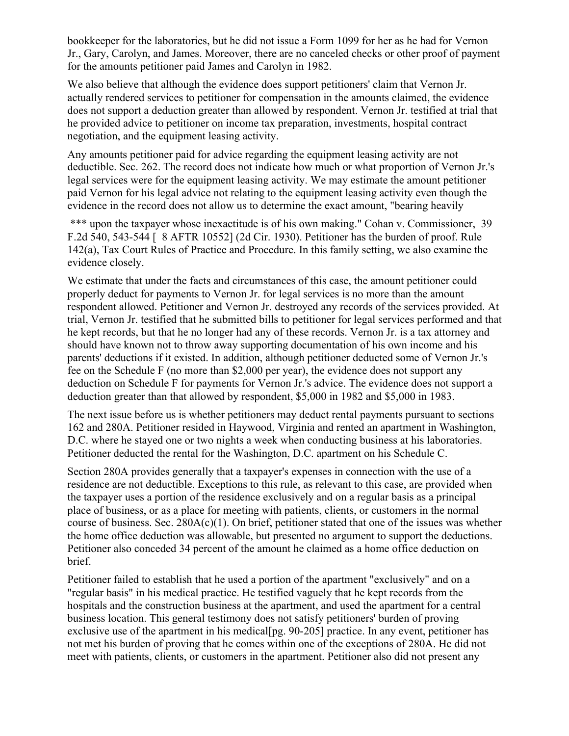bookkeeper for the laboratories, but he did not issue a Form 1099 for her as he had for Vernon Jr., Gary, Carolyn, and James. Moreover, there are no canceled checks or other proof of payment for the amounts petitioner paid James and Carolyn in 1982.

We also believe that although the evidence does support petitioners' claim that Vernon Jr. actually rendered services to petitioner for compensation in the amounts claimed, the evidence does not support a deduction greater than allowed by respondent. Vernon Jr. testified at trial that he provided advice to petitioner on income tax preparation, investments, hospital contract negotiation, and the equipment leasing activity.

Any amounts petitioner paid for advice regarding the equipment leasing activity are not deductible. Sec. 262. The record does not indicate how much or what proportion of Vernon Jr.'s legal services were for the equipment leasing activity. We may estimate the amount petitioner paid Vernon for his legal advice not relating to the equipment leasing activity even though the evidence in the record does not allow us to determine the exact amount, "bearing heavily *** upon the taxpayer whose inexactitude is of his own making." Cohan v. Commissioner, 39 F.2d 540, 543-544 [ 8 AFTR 10552] (2d Cir. 1930). Petitioner has the burden of proof. Rule 142(a), Tax Court Rules of Practice and Procedure. In this family setting, we also examine the evidence closely.

We estimate that under the facts and circumstances of this case, the amount petitioner could properly deduct for payments to Vernon Jr. for legal services is no more than the amount respondent allowed. Petitioner and Vernon Jr. destroyed any records of the services provided. At trial, Vernon Jr. testified that he submitted bills to petitioner for legal services performed and that he kept records, but that he no longer had any of these records. Vernon Jr. is a tax attorney and should have known not to throw away supporting documentation of his own income and his parents' deductions if it existed. In addition, although petitioner deducted some of Vernon Jr.'s fee on the Schedule F (no more than $2,000 per year), the evidence does not support any deduction on Schedule F for payments for Vernon Jr.'s advice. The evidence does not support a deduction greater than that allowed by respondent, $5,000 in 1982 and $5,000 in 1983.

The next issue before us is whether petitioners may deduct rental payments pursuant to sections 162 and 280A. Petitioner resided in Haywood, Virginia and rented an apartment in Washington, D.C. where he stayed one or two nights a week when conducting business at his laboratories. Petitioner deducted the rental for the Washington, D.C. apartment on his Schedule C.

Section 280A provides generally that a taxpayer's expenses in connection with the use of a residence are not deductible. Exceptions to this rule, as relevant to this case, are provided when the taxpayer uses a portion of the residence exclusively and on a regular basis as a principal place of business, or as a place for meeting with patients, clients, or customers in the normal course of business. Sec. 280A(c)(1). On brief, petitioner stated that one of the issues was whether the home office deduction was allowable, but presented no argument to support the deductions. Petitioner also conceded 34 percent of the amount he claimed as a home office deduction on brief.

Petitioner failed to establish that he used a portion of the apartment "exclusively" and on a "regular basis" in his medical practice. He testified vaguely that he kept records from the hospitals and the construction business at the apartment, and used the apartment for a central business location. This general testimony does not satisfy petitioners' burden of proving exclusive use of the apartment in his medical[pg. 90-205] practice. In any event, petitioner has not met his burden of proving that he comes within one of the exceptions of 280A. He did not meet with patients, clients, or customers in the apartment. Petitioner also did not present any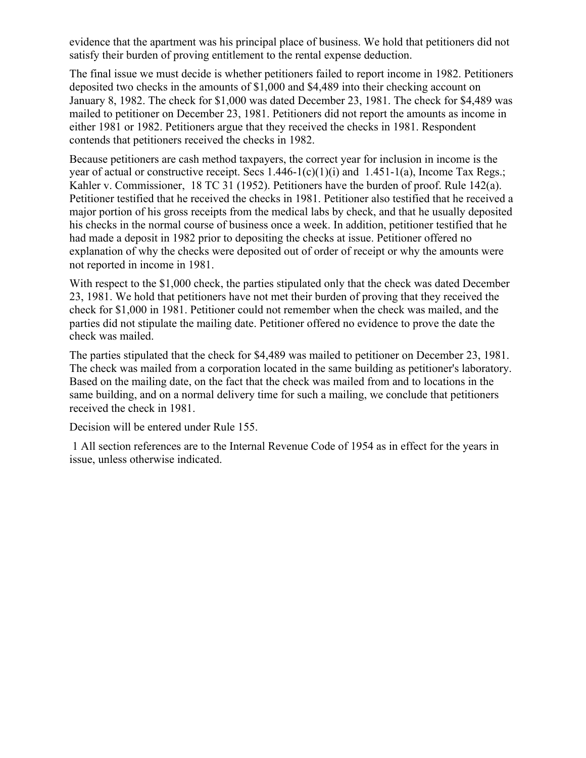evidence that the apartment was his principal place of business. We hold that petitioners did not satisfy their burden of proving entitlement to the rental expense deduction.

The final issue we must decide is whether petitioners failed to report income in 1982. Petitioners deposited two checks in the amounts of $1,000 and $4,489 into their checking account on January 8, 1982. The check for $1,000 was dated December 23, 1981. The check for $4,489 was mailed to petitioner on December 23, 1981. Petitioners did not report the amounts as income in either 1981 or 1982. Petitioners argue that they received the checks in 1981. Respondent contends that petitioners received the checks in 1982.

Because petitioners are cash method taxpayers, the correct year for inclusion in income is the year of actual or constructive receipt. Secs 1.446-1(c)(1)(i) and 1.451-1(a), Income Tax Regs.; Kahler v. Commissioner, 18 TC 31 (1952). Petitioners have the burden of proof. Rule 142(a). Petitioner testified that he received the checks in 1981. Petitioner also testified that he received a major portion of his gross receipts from the medical labs by check, and that he usually deposited his checks in the normal course of business once a week. In addition, petitioner testified that he had made a deposit in 1982 prior to depositing the checks at issue. Petitioner offered no explanation of why the checks were deposited out of order of receipt or why the amounts were not reported in income in 1981.

With respect to the $1,000 check, the parties stipulated only that the check was dated December 23, 1981. We hold that petitioners have not met their burden of proving that they received the check for $1,000 in 1981. Petitioner could not remember when the check was mailed, and the parties did not stipulate the mailing date. Petitioner offered no evidence to prove the date the check was mailed.

The parties stipulated that the check for $4,489 was mailed to petitioner on December 23, 1981. The check was mailed from a corporation located in the same building as petitioner's laboratory. Based on the mailing date, on the fact that the check was mailed from and to locations in the same building, and on a normal delivery time for such a mailing, we conclude that petitioners received the check in 1981.

Decision will be entered under Rule 155.

1 All section references are to the Internal Revenue Code of 1954 as in effect for the years in issue, unless otherwise indicated.